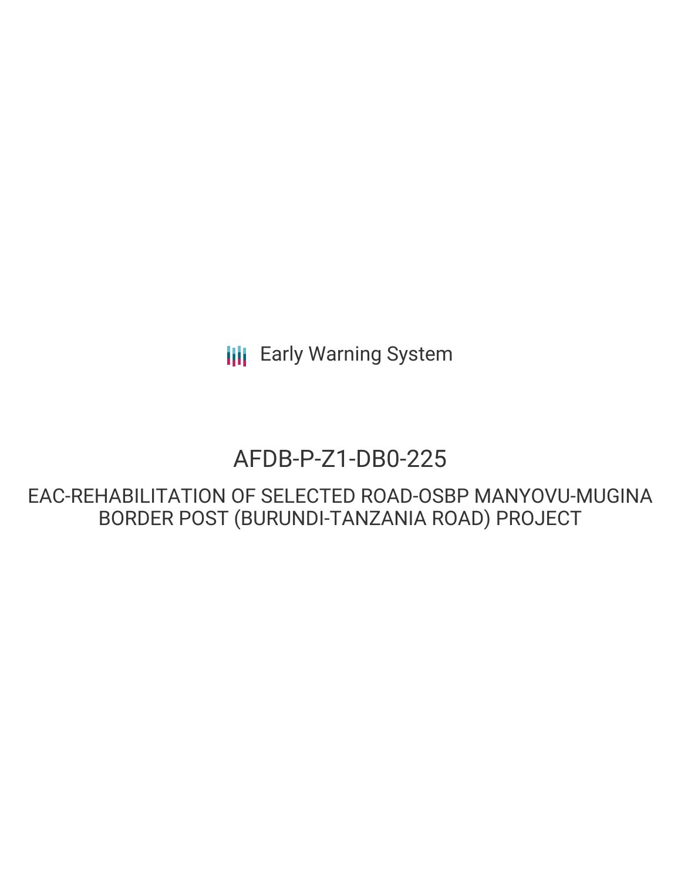Early Warning System

# AFDB-P-Z1-DB0-225

## EAC-REHABILITATION OF SELECTED ROAD-OSBP MANYOVU-MUGINA BORDER POST (BURUNDI-TANZANIA ROAD) PROJECT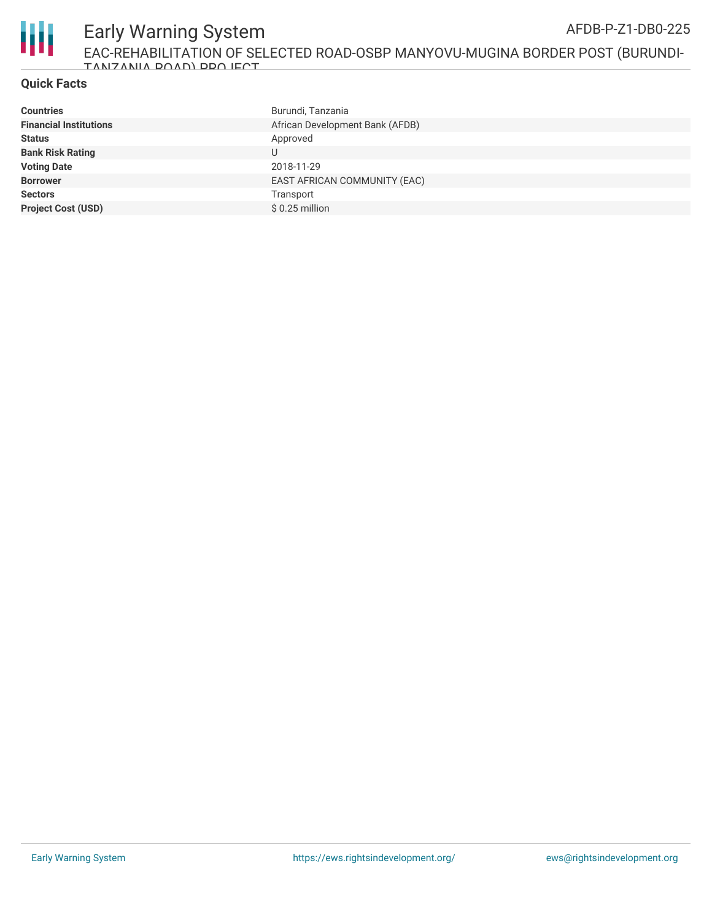## Quick Facts

| | |
|---|---|
| **Countries** | Burundi, Tanzania |
| **Financial Institutions** | African Development Bank (AFDB) |
| **Status** | Approved |
| **Bank Risk Rating** | U |
| **Voting Date** | 2018-11-29 |
| **Borrower** | EAST AFRICAN COMMUNITY (EAC) |
| **Sectors** | Transport |
| **Project Cost (USD)** | $ 0.25 million |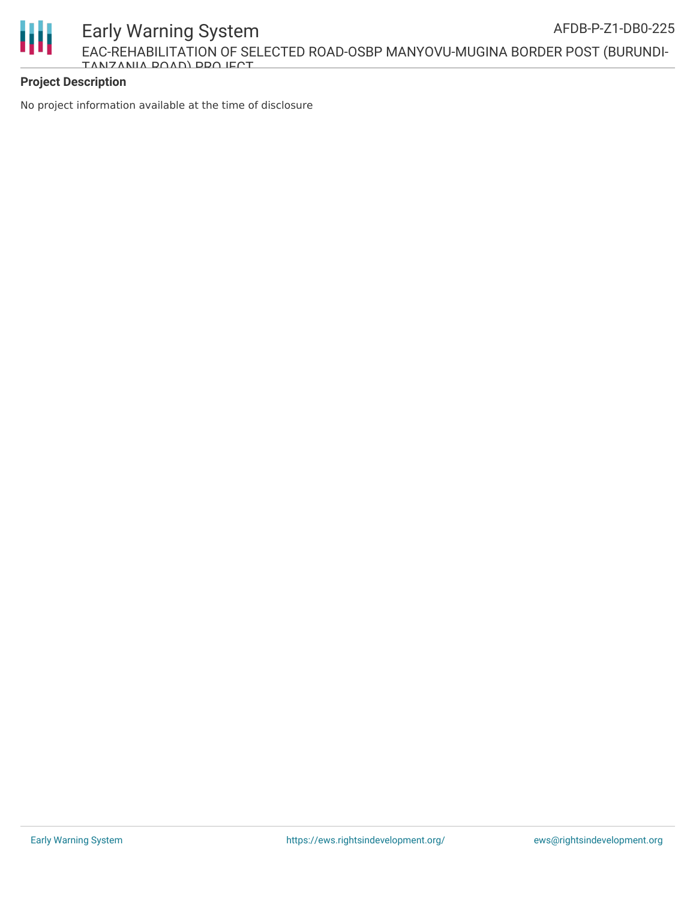## Project Description

No project information available at the time of disclosure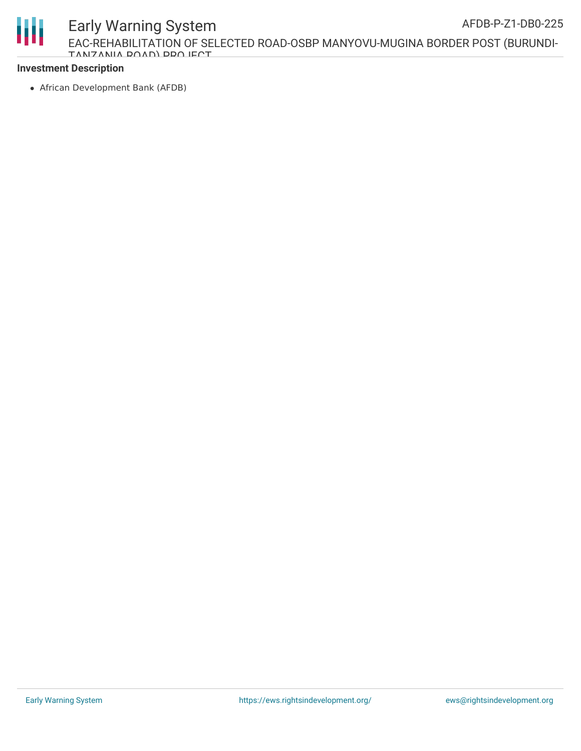**Investment Description**

- African Development Bank (AFDB)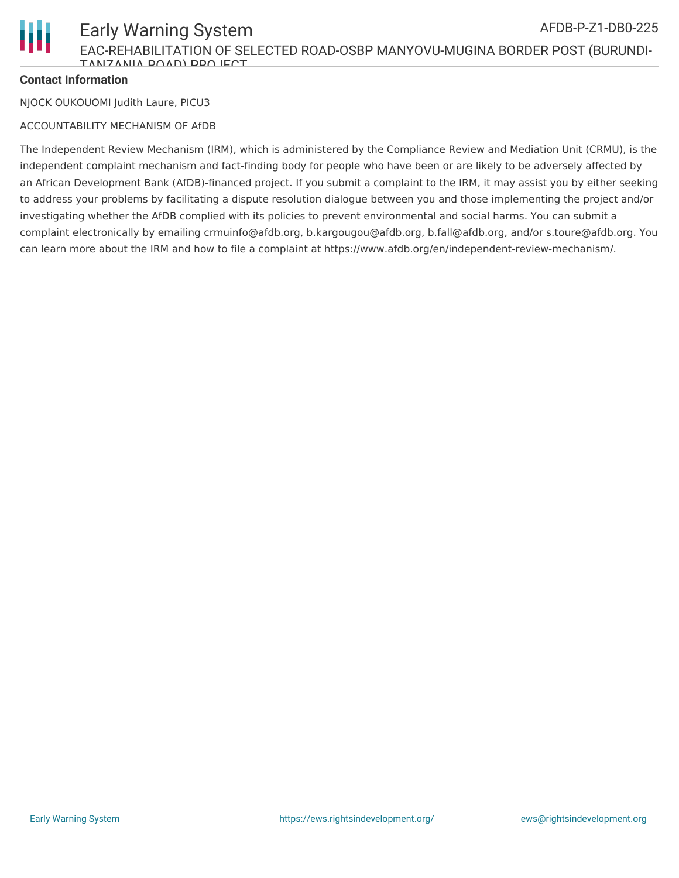**Contact Information**

NJOCK OUKOUOMI Judith Laure, PICU3

ACCOUNTABILITY MECHANISM OF AfDB

The Independent Review Mechanism (IRM), which is administered by the Compliance Review and Mediation Unit (CRMU), is the independent complaint mechanism and fact-finding body for people who have been or are likely to be adversely affected by an African Development Bank (AfDB)-financed project. If you submit a complaint to the IRM, it may assist you by either seeking to address your problems by facilitating a dispute resolution dialogue between you and those implementing the project and/or investigating whether the AfDB complied with its policies to prevent environmental and social harms. You can submit a complaint electronically by emailing crmuinfo@afdb.org, b.kargougou@afdb.org, b.fall@afdb.org, and/or s.toure@afdb.org. You can learn more about the IRM and how to file a complaint at https://www.afdb.org/en/independent-review-mechanism/.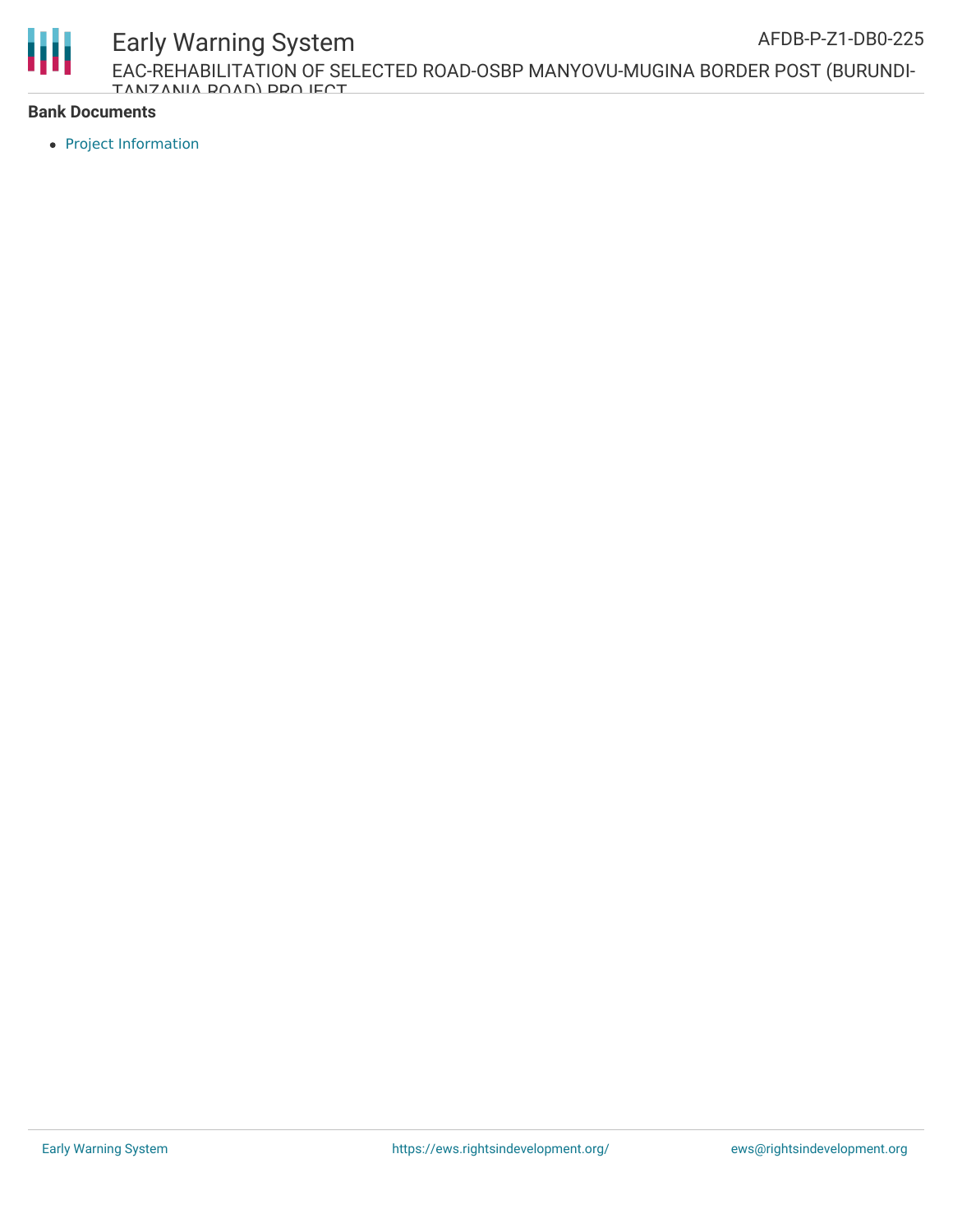**Bank Documents**

- Project Information